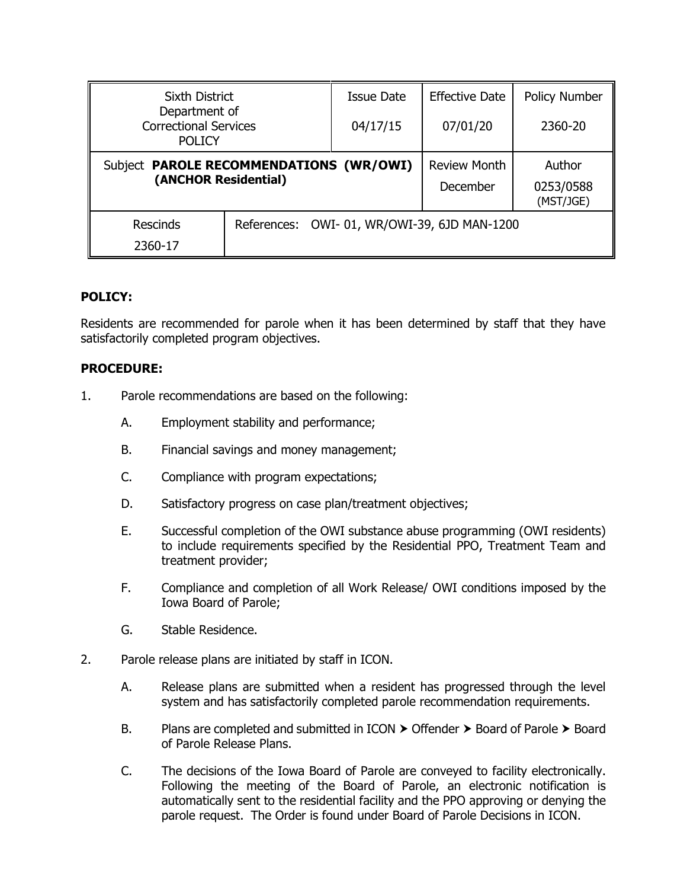| Sixth District Department of Correctional Services POLICY | | Issue Date 04/17/15 | Effective Date 07/01/20 | Policy Number 2360-20 |
|---|---|---|---|---|
| Subject **PARULE RECOMMENDATIONS (WR/OWI) (ANCHOR Residential)** | | | Review Month December | Author 0253/0588 (MST/JGE) |
| Rescinds 2360-17 | References: OWI- 01, WR/OWI-39, 6JD MAN-1200 | | | |

**POLICY:**

Residents are recommended for parole when it has been determined by staff that they have satisfactorily completed program objectives.

**PROCEDURE:**

1. Parole recommendations are based on the following:

   A. Employment stability and performance;

   B. Financial savings and money management;

   C. Compliance with program expectations;

   D. Satisfactory progress on case plan/treatment objectives;

   E. Successful completion of the OWI substance abuse programming (OWI residents) to include requirements specified by the Residential PPO, Treatment Team and treatment provider;

   F. Compliance and completion of all Work Release/ OWI conditions imposed by the Iowa Board of Parole;

   G. Stable Residence.

2. Parole release plans are initiated by staff in ICON.

   A. Release plans are submitted when a resident has progressed through the level system and has satisfactorily completed parole recommendation requirements.

   B. Plans are completed and submitted in ICON ➤ Offender ➤ Board of Parole ➤ Board of Parole Release Plans.

   C. The decisions of the Iowa Board of Parole are conveyed to facility electronically. Following the meeting of the Board of Parole, an electronic notification is automatically sent to the residential facility and the PPO approving or denying the parole request. The Order is found under Board of Parole Decisions in ICON.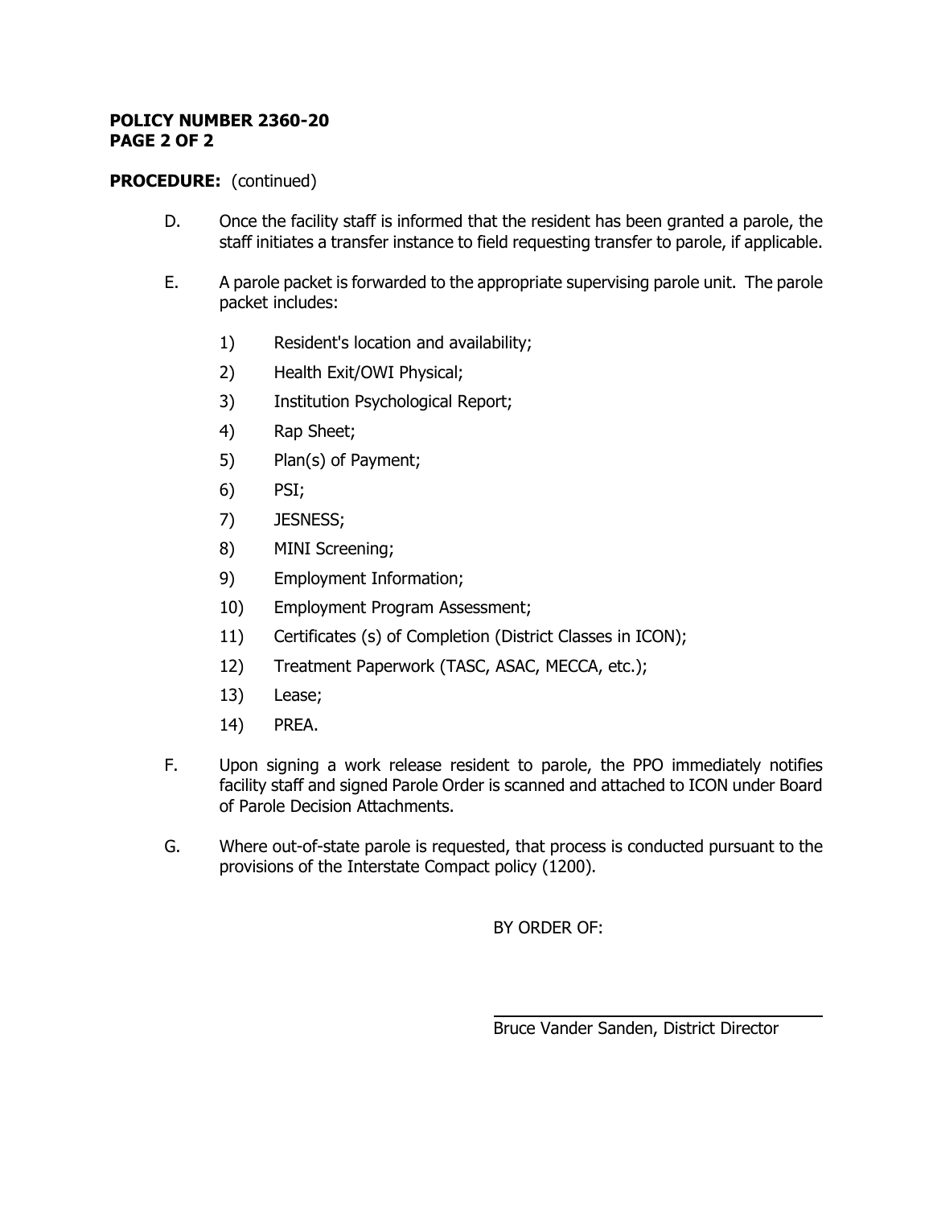**PROCEDURE:** (continued)

D. Once the facility staff is informed that the resident has been granted a parole, the staff initiates a transfer instance to field requesting transfer to parole, if applicable.

E. A parole packet is forwarded to the appropriate supervising parole unit. The parole packet includes:

1) Resident's location and availability;
2) Health Exit/OWI Physical;
3) Institution Psychological Report;
4) Rap Sheet;
5) Plan(s) of Payment;
6) PSI;
7) JESNESS;
8) MINI Screening;
9) Employment Information;
10) Employment Program Assessment;
11) Certificates (s) of Completion (District Classes in ICON);
12) Treatment Paperwork (TASC, ASAC, MECCA, etc.);
13) Lease;
14) PREA.

F. Upon signing a work release resident to parole, the PPO immediately notifies facility staff and signed Parole Order is scanned and attached to ICON under Board of Parole Decision Attachments.

G. Where out-of-state parole is requested, that process is conducted pursuant to the provisions of the Interstate Compact policy (1200).

BY ORDER OF:

Bruce Vander Sanden, District Director